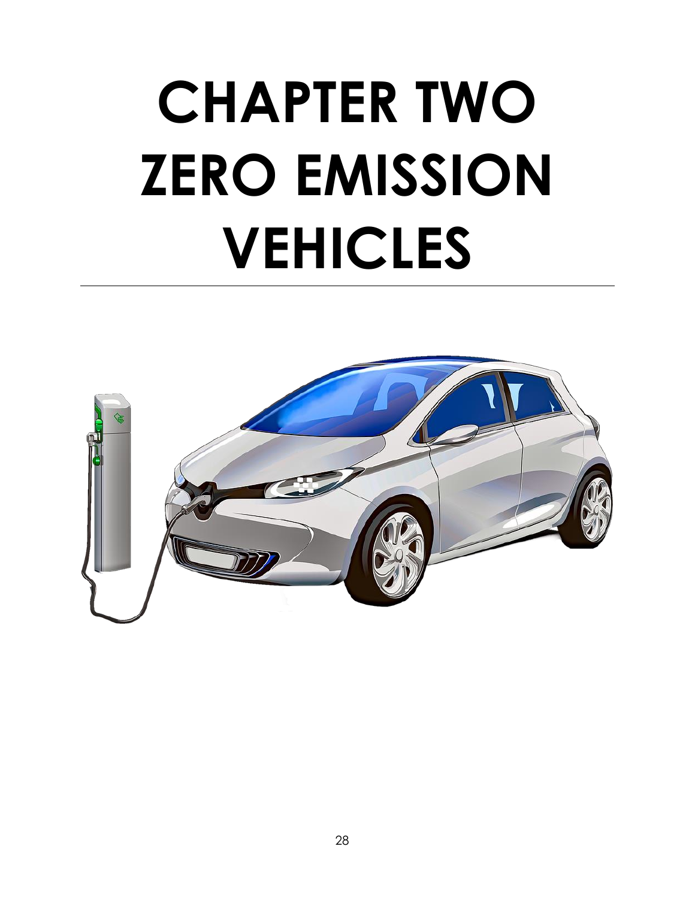# CHAPTER TWO ZERO EMISSION VEHICLES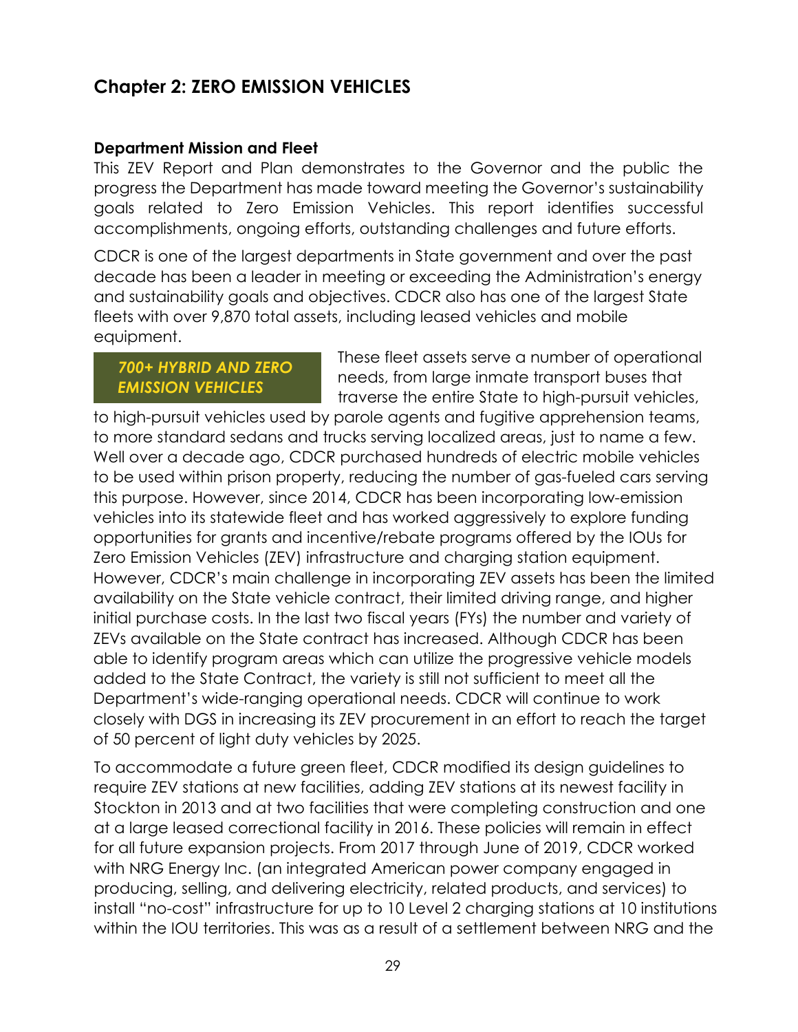## Chapter 2: ZERO EMISSION VEHICLES

### Department Mission and Fleet

This ZEV Report and Plan demonstrates to the Governor and the public the progress the Department has made toward meeting the Governor's sustainability goals related to Zero Emission Vehicles. This report identifies successful accomplishments, ongoing efforts, outstanding challenges and future efforts.

CDCR is one of the largest departments in State government and over the past decade has been a leader in meeting or exceeding the Administration's energy and sustainability goals and objectives. CDCR also has one of the largest State fleets with over 9,870 total assets, including leased vehicles and mobile equipment.

***700+ HYBRID AND ZERO EMISSION VEHICLES***

These fleet assets serve a number of operational needs, from large inmate transport buses that traverse the entire State to high-pursuit vehicles, to high-pursuit vehicles used by parole agents and fugitive apprehension teams, to more standard sedans and trucks serving localized areas, just to name a few. Well over a decade ago, CDCR purchased hundreds of electric mobile vehicles to be used within prison property, reducing the number of gas-fueled cars serving this purpose. However, since 2014, CDCR has been incorporating low-emission vehicles into its statewide fleet and has worked aggressively to explore funding opportunities for grants and incentive/rebate programs offered by the IOUs for Zero Emission Vehicles (ZEV) infrastructure and charging station equipment. However, CDCR's main challenge in incorporating ZEV assets has been the limited availability on the State vehicle contract, their limited driving range, and higher initial purchase costs. In the last two fiscal years (FYs) the number and variety of ZEVs available on the State contract has increased. Although CDCR has been able to identify program areas which can utilize the progressive vehicle models added to the State Contract, the variety is still not sufficient to meet all the Department's wide-ranging operational needs. CDCR will continue to work closely with DGS in increasing its ZEV procurement in an effort to reach the target of 50 percent of light duty vehicles by 2025.

To accommodate a future green fleet, CDCR modified its design guidelines to require ZEV stations at new facilities, adding ZEV stations at its newest facility in Stockton in 2013 and at two facilities that were completing construction and one at a large leased correctional facility in 2016. These policies will remain in effect for all future expansion projects. From 2017 through June of 2019, CDCR worked with NRG Energy Inc. (an integrated American power company engaged in producing, selling, and delivering electricity, related products, and services) to install "no-cost" infrastructure for up to 10 Level 2 charging stations at 10 institutions within the IOU territories. This was as a result of a settlement between NRG and the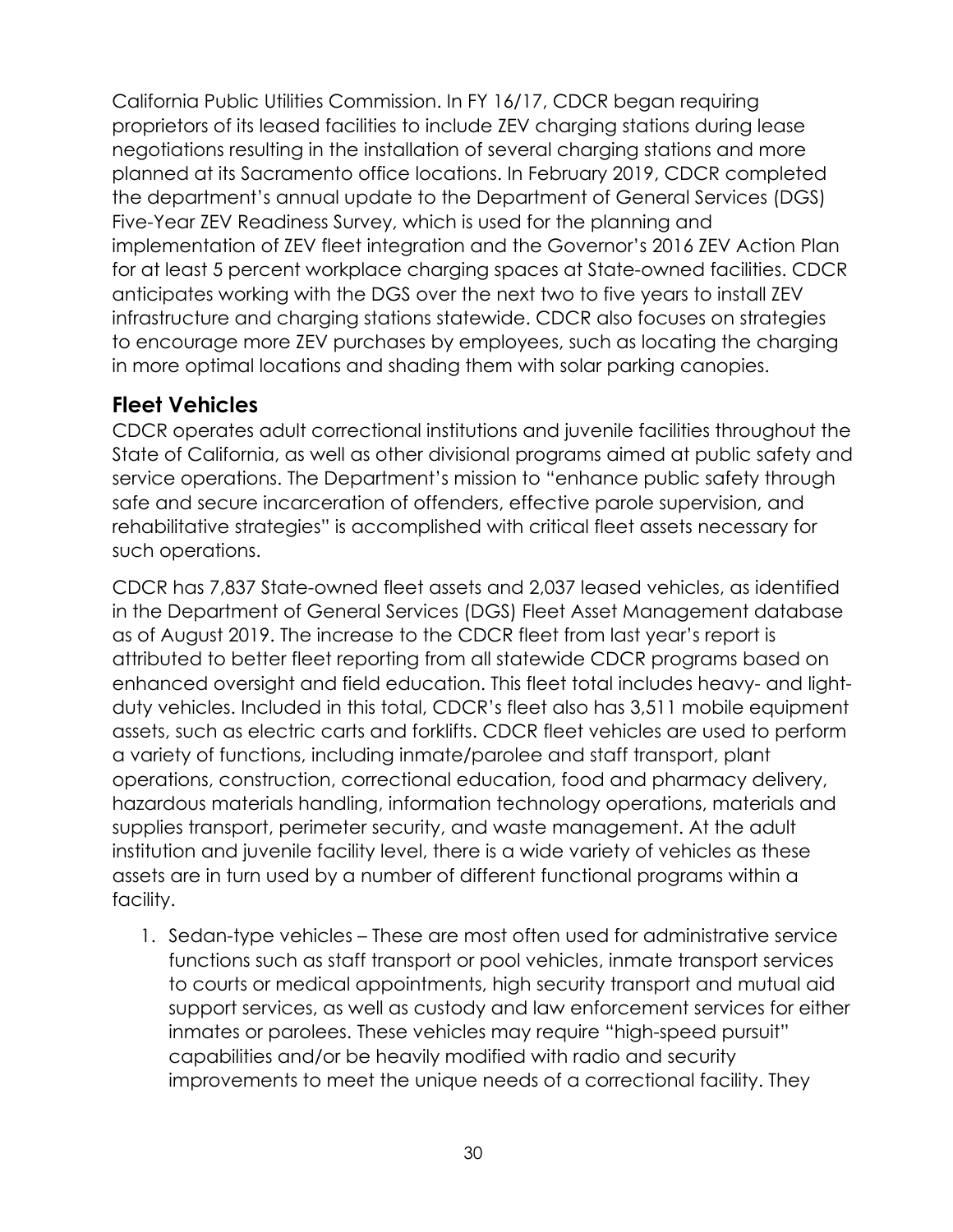California Public Utilities Commission. In FY 16/17, CDCR began requiring proprietors of its leased facilities to include ZEV charging stations during lease negotiations resulting in the installation of several charging stations and more planned at its Sacramento office locations. In February 2019, CDCR completed the department's annual update to the Department of General Services (DGS) Five-Year ZEV Readiness Survey, which is used for the planning and implementation of ZEV fleet integration and the Governor's 2016 ZEV Action Plan for at least 5 percent workplace charging spaces at State-owned facilities. CDCR anticipates working with the DGS over the next two to five years to install ZEV infrastructure and charging stations statewide. CDCR also focuses on strategies to encourage more ZEV purchases by employees, such as locating the charging in more optimal locations and shading them with solar parking canopies.

## Fleet Vehicles

CDCR operates adult correctional institutions and juvenile facilities throughout the State of California, as well as other divisional programs aimed at public safety and service operations. The Department's mission to "enhance public safety through safe and secure incarceration of offenders, effective parole supervision, and rehabilitative strategies" is accomplished with critical fleet assets necessary for such operations.

CDCR has 7,837 State-owned fleet assets and 2,037 leased vehicles, as identified in the Department of General Services (DGS) Fleet Asset Management database as of August 2019. The increase to the CDCR fleet from last year's report is attributed to better fleet reporting from all statewide CDCR programs based on enhanced oversight and field education. This fleet total includes heavy- and light-duty vehicles. Included in this total, CDCR's fleet also has 3,511 mobile equipment assets, such as electric carts and forklifts. CDCR fleet vehicles are used to perform a variety of functions, including inmate/parolee and staff transport, plant operations, construction, correctional education, food and pharmacy delivery, hazardous materials handling, information technology operations, materials and supplies transport, perimeter security, and waste management. At the adult institution and juvenile facility level, there is a wide variety of vehicles as these assets are in turn used by a number of different functional programs within a facility.

1. Sedan-type vehicles – These are most often used for administrative service functions such as staff transport or pool vehicles, inmate transport services to courts or medical appointments, high security transport and mutual aid support services, as well as custody and law enforcement services for either inmates or parolees. These vehicles may require "high-speed pursuit" capabilities and/or be heavily modified with radio and security improvements to meet the unique needs of a correctional facility. They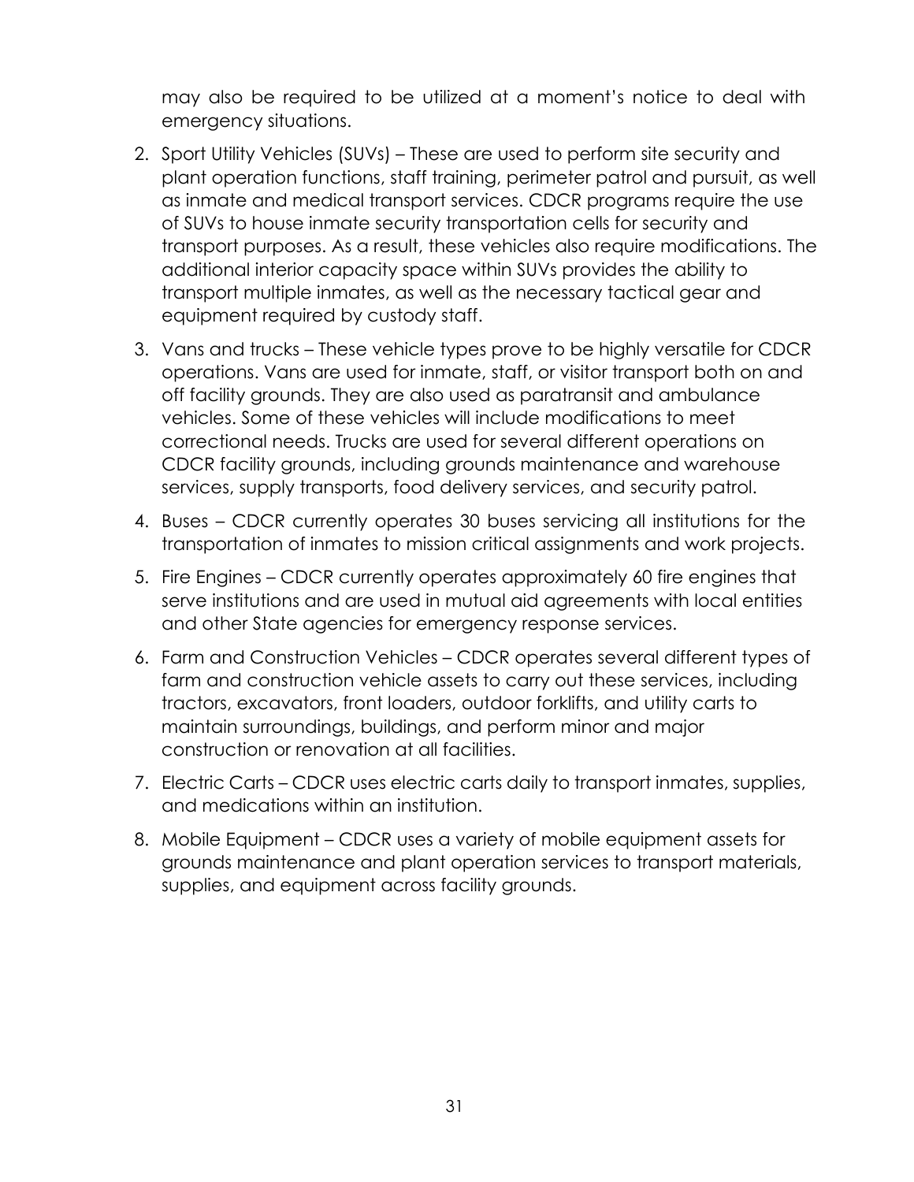may also be required to be utilized at a moment's notice to deal with emergency situations.

2. Sport Utility Vehicles (SUVs) – These are used to perform site security and plant operation functions, staff training, perimeter patrol and pursuit, as well as inmate and medical transport services. CDCR programs require the use of SUVs to house inmate security transportation cells for security and transport purposes. As a result, these vehicles also require modifications. The additional interior capacity space within SUVs provides the ability to transport multiple inmates, as well as the necessary tactical gear and equipment required by custody staff.
3. Vans and trucks – These vehicle types prove to be highly versatile for CDCR operations. Vans are used for inmate, staff, or visitor transport both on and off facility grounds. They are also used as paratransit and ambulance vehicles. Some of these vehicles will include modifications to meet correctional needs. Trucks are used for several different operations on CDCR facility grounds, including grounds maintenance and warehouse services, supply transports, food delivery services, and security patrol.
4. Buses – CDCR currently operates 30 buses servicing all institutions for the transportation of inmates to mission critical assignments and work projects.
5. Fire Engines – CDCR currently operates approximately 60 fire engines that serve institutions and are used in mutual aid agreements with local entities and other State agencies for emergency response services.
6. Farm and Construction Vehicles – CDCR operates several different types of farm and construction vehicle assets to carry out these services, including tractors, excavators, front loaders, outdoor forklifts, and utility carts to maintain surroundings, buildings, and perform minor and major construction or renovation at all facilities.
7. Electric Carts – CDCR uses electric carts daily to transport inmates, supplies, and medications within an institution.
8. Mobile Equipment – CDCR uses a variety of mobile equipment assets for grounds maintenance and plant operation services to transport materials, supplies, and equipment across facility grounds.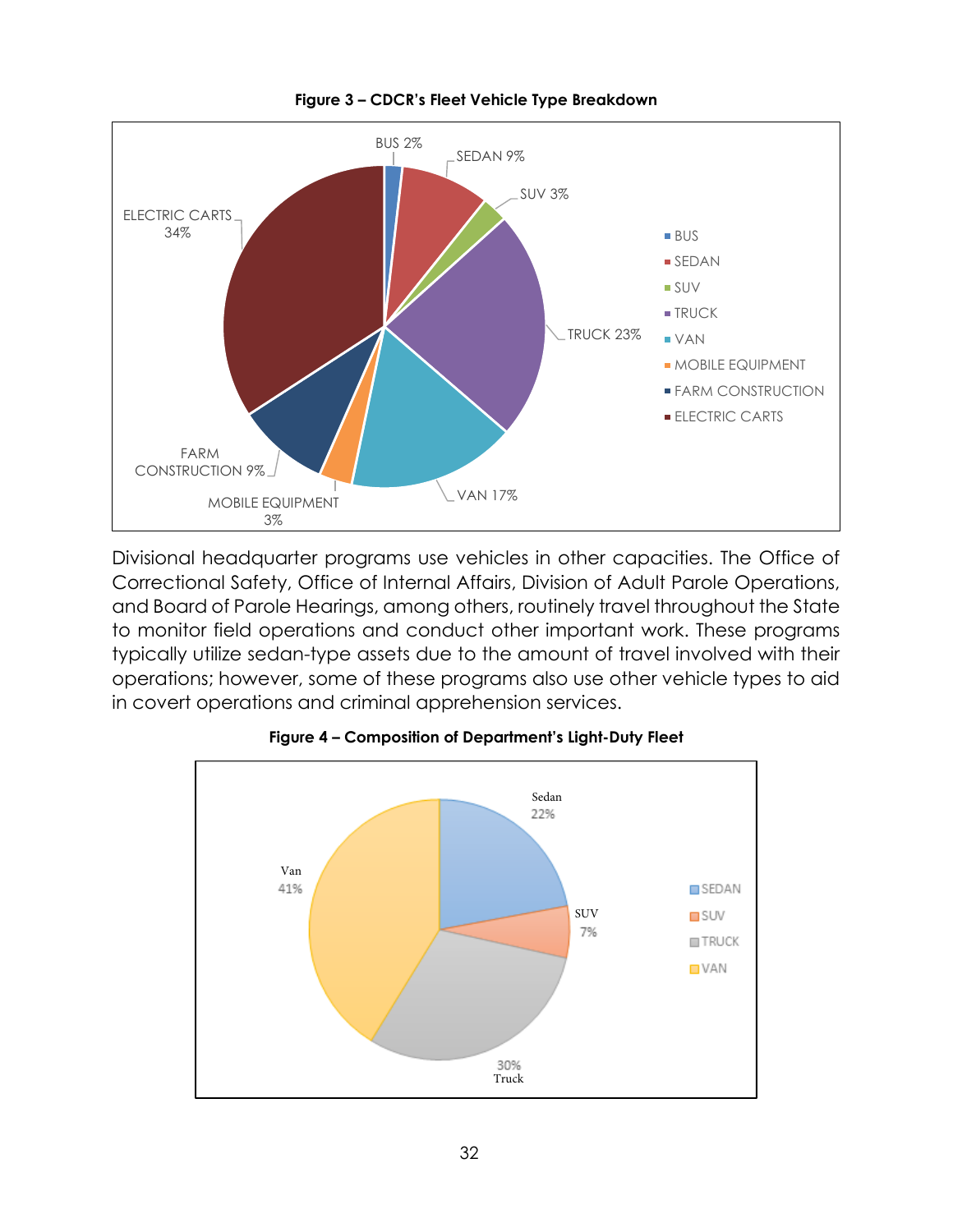**Figure 3 – CDCR's Fleet Vehicle Type Breakdown**

Divisional headquarter programs use vehicles in other capacities. The Office of Correctional Safety, Office of Internal Affairs, Division of Adult Parole Operations, and Board of Parole Hearings, among others, routinely travel throughout the State to monitor field operations and conduct other important work. These programs typically utilize sedan-type assets due to the amount of travel involved with their operations; however, some of these programs also use other vehicle types to aid in covert operations and criminal apprehension services.

**Figure 4 – Composition of Department's Light-Duty Fleet**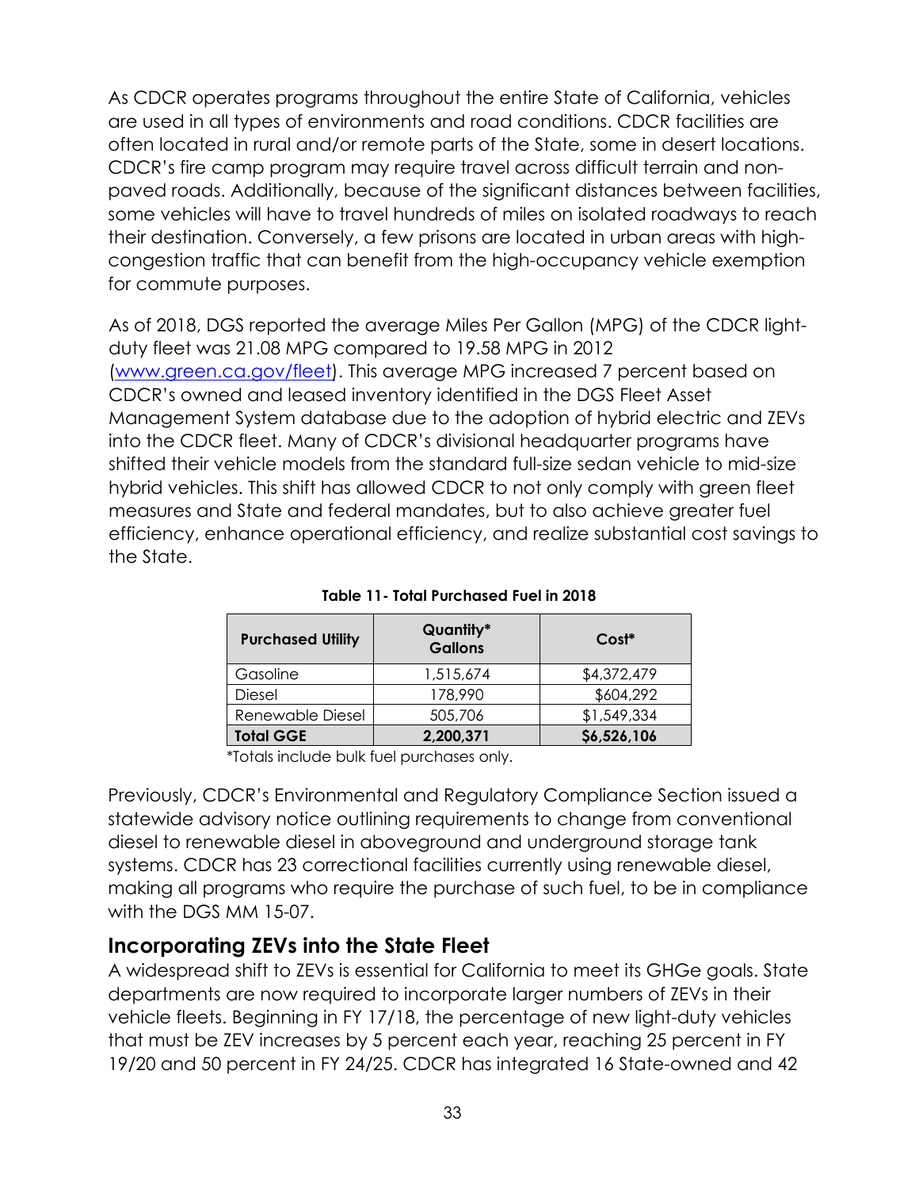As CDCR operates programs throughout the entire State of California, vehicles are used in all types of environments and road conditions. CDCR facilities are often located in rural and/or remote parts of the State, some in desert locations. CDCR's fire camp program may require travel across difficult terrain and non-paved roads. Additionally, because of the significant distances between facilities, some vehicles will have to travel hundreds of miles on isolated roadways to reach their destination. Conversely, a few prisons are located in urban areas with high-congestion traffic that can benefit from the high-occupancy vehicle exemption for commute purposes.

As of 2018, DGS reported the average Miles Per Gallon (MPG) of the CDCR light-duty fleet was 21.08 MPG compared to 19.58 MPG in 2012 ([www.green.ca.gov/fleet](www.green.ca.gov/fleet)). This average MPG increased 7 percent based on CDCR's owned and leased inventory identified in the DGS Fleet Asset Management System database due to the adoption of hybrid electric and ZEVs into the CDCR fleet. Many of CDCR's divisional headquarter programs have shifted their vehicle models from the standard full-size sedan vehicle to mid-size hybrid vehicles. This shift has allowed CDCR to not only comply with green fleet measures and State and federal mandates, but to also achieve greater fuel efficiency, enhance operational efficiency, and realize substantial cost savings to the State.

**Table 11- Total Purchased Fuel in 2018**

| Purchased Utility | Quantity* Gallons | Cost* |
| --- | --- | --- |
| Gasoline | 1,515,674 | $4,372,479 |
| Diesel | 178,990 | $604,292 |
| Renewable Diesel | 505,706 | $1,549,334 |
| **Total GGE** | **2,200,371** | **$6,526,106** |

*Totals include bulk fuel purchases only.

Previously, CDCR's Environmental and Regulatory Compliance Section issued a statewide advisory notice outlining requirements to change from conventional diesel to renewable diesel in aboveground and underground storage tank systems. CDCR has 23 correctional facilities currently using renewable diesel, making all programs who require the purchase of such fuel, to be in compliance with the DGS MM 15-07.

## Incorporating ZEVs into the State Fleet

A widespread shift to ZEVs is essential for California to meet its GHGe goals. State departments are now required to incorporate larger numbers of ZEVs in their vehicle fleets. Beginning in FY 17/18, the percentage of new light-duty vehicles that must be ZEV increases by 5 percent each year, reaching 25 percent in FY 19/20 and 50 percent in FY 24/25. CDCR has integrated 16 State-owned and 42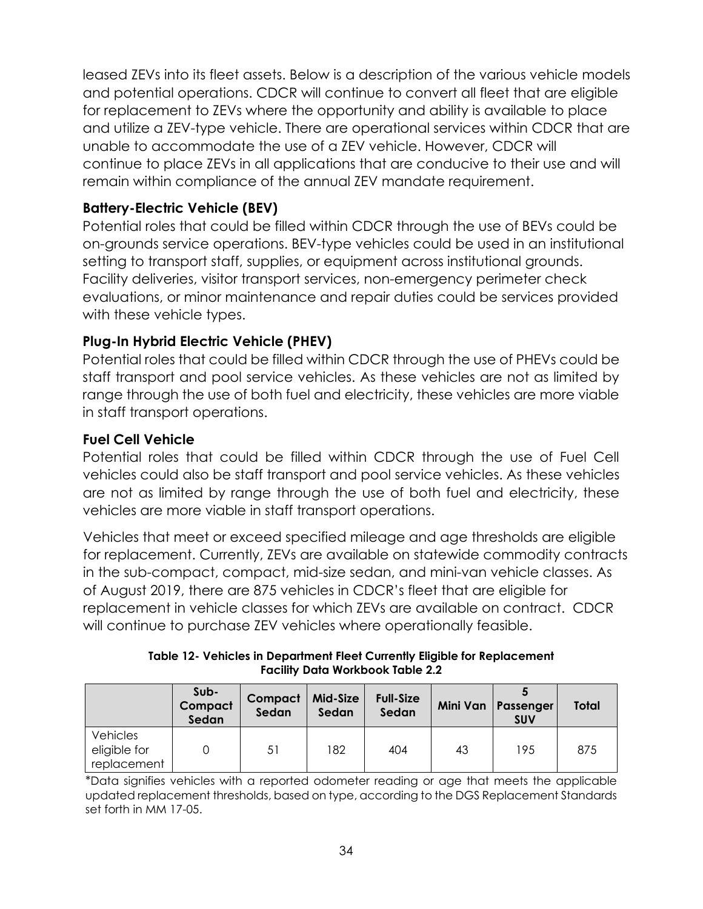leased ZEVs into its fleet assets. Below is a description of the various vehicle models and potential operations. CDCR will continue to convert all fleet that are eligible for replacement to ZEVs where the opportunity and ability is available to place and utilize a ZEV-type vehicle. There are operational services within CDCR that are unable to accommodate the use of a ZEV vehicle. However, CDCR will continue to place ZEVs in all applications that are conducive to their use and will remain within compliance of the annual ZEV mandate requirement.

### Battery-Electric Vehicle (BEV)

Potential roles that could be filled within CDCR through the use of BEVs could be on-grounds service operations. BEV-type vehicles could be used in an institutional setting to transport staff, supplies, or equipment across institutional grounds. Facility deliveries, visitor transport services, non-emergency perimeter check evaluations, or minor maintenance and repair duties could be services provided with these vehicle types.

### Plug-In Hybrid Electric Vehicle (PHEV)

Potential roles that could be filled within CDCR through the use of PHEVs could be staff transport and pool service vehicles. As these vehicles are not as limited by range through the use of both fuel and electricity, these vehicles are more viable in staff transport operations.

### Fuel Cell Vehicle

Potential roles that could be filled within CDCR through the use of Fuel Cell vehicles could also be staff transport and pool service vehicles. As these vehicles are not as limited by range through the use of both fuel and electricity, these vehicles are more viable in staff transport operations.

Vehicles that meet or exceed specified mileage and age thresholds are eligible for replacement. Currently, ZEVs are available on statewide commodity contracts in the sub-compact, compact, mid-size sedan, and mini-van vehicle classes. As of August 2019, there are 875 vehicles in CDCR's fleet that are eligible for replacement in vehicle classes for which ZEVs are available on contract. CDCR will continue to purchase ZEV vehicles where operationally feasible.

**Table 12- Vehicles in Department Fleet Currently Eligible for Replacement**
**Facility Data Workbook Table 2.2**

| | Sub-Compact Sedan | Compact Sedan | Mid-Size Sedan | Full-Size Sedan | Mini Van | 5 Passenger SUV | Total |
|---|---|---|---|---|---|---|---|
| Vehicles eligible for replacement | 0 | 51 | 182 | 404 | 43 | 195 | 875 |

*Data signifies vehicles with a reported odometer reading or age that meets the applicable updated replacement thresholds, based on type, according to the DGS Replacement Standards set forth in MM 17-05.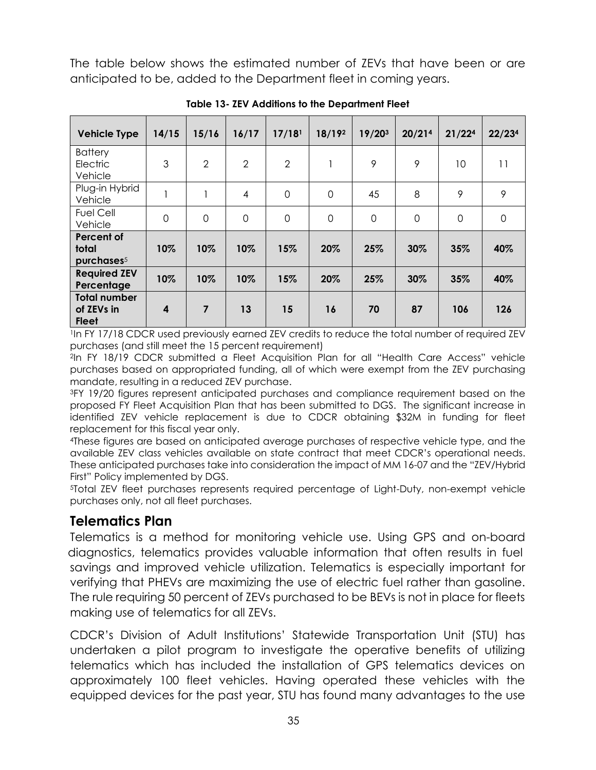The table below shows the estimated number of ZEVs that have been or are anticipated to be, added to the Department fleet in coming years.

**Table 13- ZEV Additions to the Department Fleet**

| Vehicle Type | 14/15 | 15/16 | 16/17 | 17/18[1] | 18/19[2] | 19/20[3] | 20/21[4] | 21/22[4] | 22/23[4] |
|---|---|---|---|---|---|---|---|---|---|
| Battery Electric Vehicle | 3 | 2 | 2 | 2 | 1 | 9 | 9 | 10 | 11 |
| Plug-in Hybrid Vehicle | 1 | 1 | 4 | 0 | 0 | 45 | 8 | 9 | 9 |
| Fuel Cell Vehicle | 0 | 0 | 0 | 0 | 0 | 0 | 0 | 0 | 0 |
| **Percent of total purchases[5]** | **10%** | **10%** | **10%** | **15%** | **20%** | **25%** | **30%** | **35%** | **40%** |
| **Required ZEV Percentage** | **10%** | **10%** | **10%** | **15%** | **20%** | **25%** | **30%** | **35%** | **40%** |
| **Total number of ZEVs in Fleet** | **4** | **7** | **13** | **15** | **16** | **70** | **87** | **106** | **126** |

[1]In FY 17/18 CDCR used previously earned ZEV credits to reduce the total number of required ZEV purchases (and still meet the 15 percent requirement)

[2]In FY 18/19 CDCR submitted a Fleet Acquisition Plan for all "Health Care Access" vehicle purchases based on appropriated funding, all of which were exempt from the ZEV purchasing mandate, resulting in a reduced ZEV purchase.

[3]FY 19/20 figures represent anticipated purchases and compliance requirement based on the proposed FY Fleet Acquisition Plan that has been submitted to DGS. The significant increase in identified ZEV vehicle replacement is due to CDCR obtaining $32M in funding for fleet replacement for this fiscal year only.

[4]These figures are based on anticipated average purchases of respective vehicle type, and the available ZEV class vehicles available on state contract that meet CDCR's operational needs. These anticipated purchases take into consideration the impact of MM 16-07 and the "ZEV/Hybrid First" Policy implemented by DGS.

[5]Total ZEV fleet purchases represents required percentage of Light-Duty, non-exempt vehicle purchases only, not all fleet purchases.

## Telematics Plan

Telematics is a method for monitoring vehicle use. Using GPS and on-board diagnostics, telematics provides valuable information that often results in fuel savings and improved vehicle utilization. Telematics is especially important for verifying that PHEVs are maximizing the use of electric fuel rather than gasoline. The rule requiring 50 percent of ZEVs purchased to be BEVs is not in place for fleets making use of telematics for all ZEVs.

CDCR's Division of Adult Institutions' Statewide Transportation Unit (STU) has undertaken a pilot program to investigate the operative benefits of utilizing telematics which has included the installation of GPS telematics devices on approximately 100 fleet vehicles. Having operated these vehicles with the equipped devices for the past year, STU has found many advantages to the use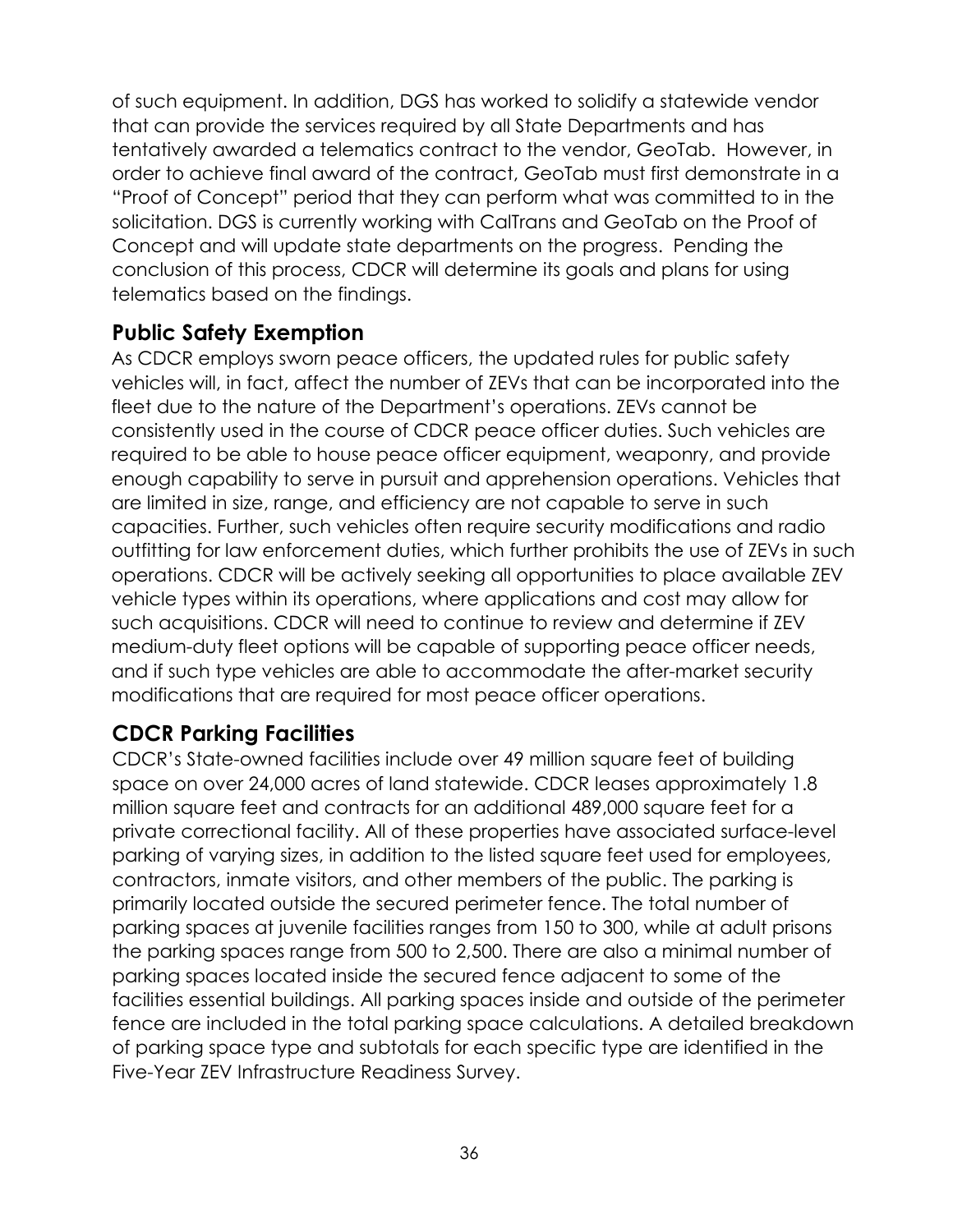of such equipment. In addition, DGS has worked to solidify a statewide vendor that can provide the services required by all State Departments and has tentatively awarded a telematics contract to the vendor, GeoTab. However, in order to achieve final award of the contract, GeoTab must first demonstrate in a "Proof of Concept" period that they can perform what was committed to in the solicitation. DGS is currently working with CalTrans and GeoTab on the Proof of Concept and will update state departments on the progress. Pending the conclusion of this process, CDCR will determine its goals and plans for using telematics based on the findings.

## Public Safety Exemption

As CDCR employs sworn peace officers, the updated rules for public safety vehicles will, in fact, affect the number of ZEVs that can be incorporated into the fleet due to the nature of the Department's operations. ZEVs cannot be consistently used in the course of CDCR peace officer duties. Such vehicles are required to be able to house peace officer equipment, weaponry, and provide enough capability to serve in pursuit and apprehension operations. Vehicles that are limited in size, range, and efficiency are not capable to serve in such capacities. Further, such vehicles often require security modifications and radio outfitting for law enforcement duties, which further prohibits the use of ZEVs in such operations. CDCR will be actively seeking all opportunities to place available ZEV vehicle types within its operations, where applications and cost may allow for such acquisitions. CDCR will need to continue to review and determine if ZEV medium-duty fleet options will be capable of supporting peace officer needs, and if such type vehicles are able to accommodate the after-market security modifications that are required for most peace officer operations.

## CDCR Parking Facilities

CDCR's State-owned facilities include over 49 million square feet of building space on over 24,000 acres of land statewide. CDCR leases approximately 1.8 million square feet and contracts for an additional 489,000 square feet for a private correctional facility. All of these properties have associated surface-level parking of varying sizes, in addition to the listed square feet used for employees, contractors, inmate visitors, and other members of the public. The parking is primarily located outside the secured perimeter fence. The total number of parking spaces at juvenile facilities ranges from 150 to 300, while at adult prisons the parking spaces range from 500 to 2,500. There are also a minimal number of parking spaces located inside the secured fence adjacent to some of the facilities essential buildings. All parking spaces inside and outside of the perimeter fence are included in the total parking space calculations. A detailed breakdown of parking space type and subtotals for each specific type are identified in the Five-Year ZEV Infrastructure Readiness Survey.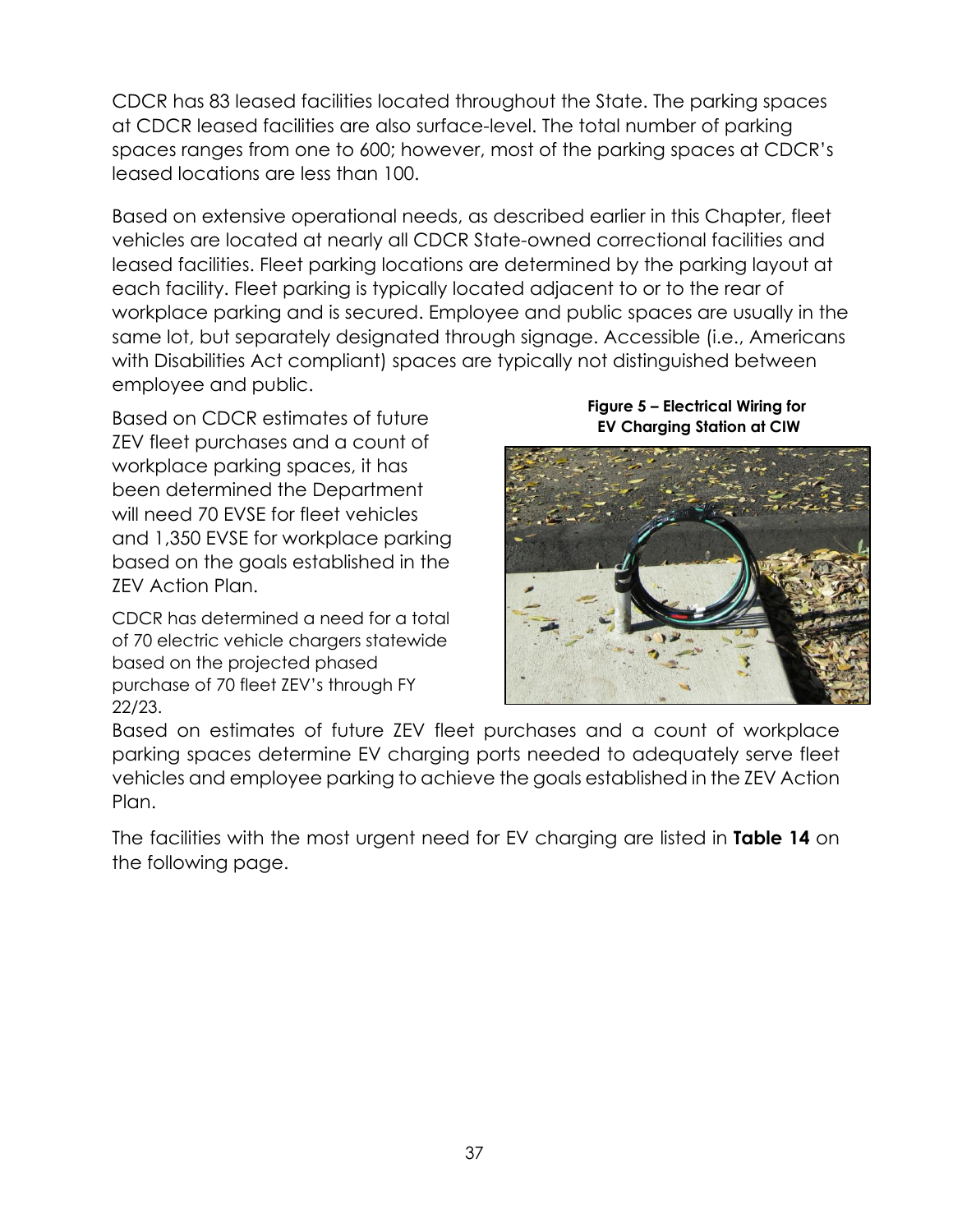CDCR has 83 leased facilities located throughout the State. The parking spaces at CDCR leased facilities are also surface-level. The total number of parking spaces ranges from one to 600; however, most of the parking spaces at CDCR's leased locations are less than 100.

Based on extensive operational needs, as described earlier in this Chapter, fleet vehicles are located at nearly all CDCR State-owned correctional facilities and leased facilities. Fleet parking locations are determined by the parking layout at each facility. Fleet parking is typically located adjacent to or to the rear of workplace parking and is secured. Employee and public spaces are usually in the same lot, but separately designated through signage. Accessible (i.e., Americans with Disabilities Act compliant) spaces are typically not distinguished between employee and public.

Based on CDCR estimates of future ZEV fleet purchases and a count of workplace parking spaces, it has been determined the Department will need 70 EVSE for fleet vehicles and 1,350 EVSE for workplace parking based on the goals established in the ZEV Action Plan.

**Figure 5 – Electrical Wiring for EV Charging Station at CIW**

CDCR has determined a need for a total of 70 electric vehicle chargers statewide based on the projected phased purchase of 70 fleet ZEV's through FY 22/23.

Based on estimates of future ZEV fleet purchases and a count of workplace parking spaces determine EV charging ports needed to adequately serve fleet vehicles and employee parking to achieve the goals established in the ZEV Action Plan.

The facilities with the most urgent need for EV charging are listed in **Table 14** on the following page.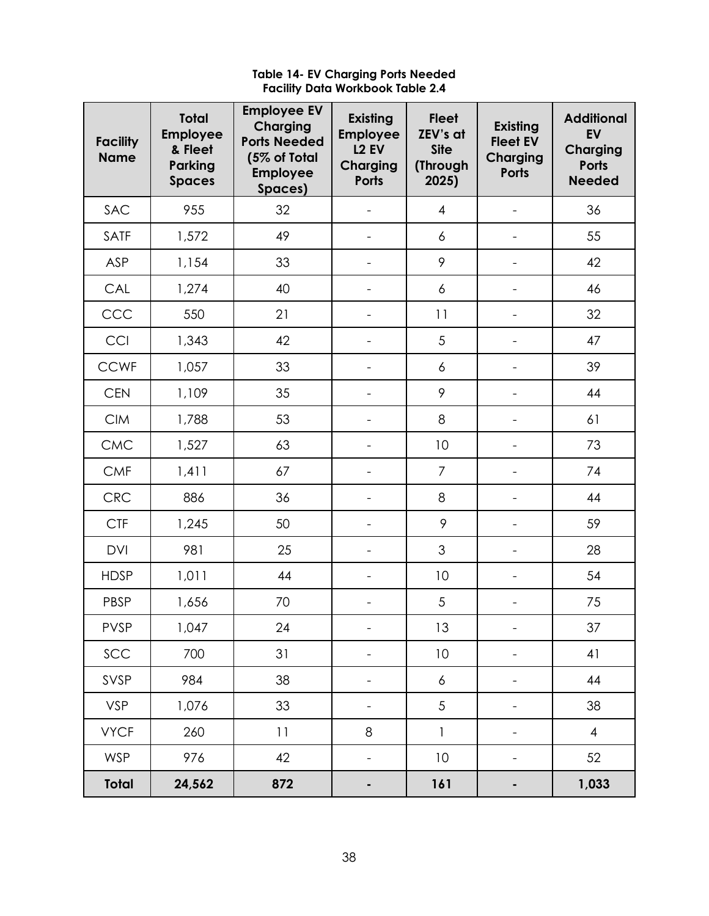**Table 14- EV Charging Ports Needed**
**Facility Data Workbook Table 2.4**

| Facility Name | Total Employee & Fleet Parking Spaces | Employee EV Charging Ports Needed (5% of Total Employee Spaces) | Existing Employee L2 EV Charging Ports | Fleet ZEV's at Site (Through 2025) | Existing Fleet EV Charging Ports | Additional EV Charging Ports Needed |
|---|---|---|---|---|---|---|
| SAC | 955 | 32 | - | 4 | - | 36 |
| SATF | 1,572 | 49 | - | 6 | - | 55 |
| ASP | 1,154 | 33 | - | 9 | - | 42 |
| CAL | 1,274 | 40 | - | 6 | - | 46 |
| CCC | 550 | 21 | - | 11 | - | 32 |
| CCI | 1,343 | 42 | - | 5 | - | 47 |
| CCWF | 1,057 | 33 | - | 6 | - | 39 |
| CEN | 1,109 | 35 | - | 9 | - | 44 |
| CIM | 1,788 | 53 | - | 8 | - | 61 |
| CMC | 1,527 | 63 | - | 10 | - | 73 |
| CMF | 1,411 | 67 | - | 7 | - | 74 |
| CRC | 886 | 36 | - | 8 | - | 44 |
| CTF | 1,245 | 50 | - | 9 | - | 59 |
| DVI | 981 | 25 | - | 3 | - | 28 |
| HDSP | 1,011 | 44 | - | 10 | - | 54 |
| PBSP | 1,656 | 70 | - | 5 | - | 75 |
| PVSP | 1,047 | 24 | - | 13 | - | 37 |
| SCC | 700 | 31 | - | 10 | - | 41 |
| SVSP | 984 | 38 | - | 6 | - | 44 |
| VSP | 1,076 | 33 | - | 5 | - | 38 |
| VYCF | 260 | 11 | 8 | 1 | - | 4 |
| WSP | 976 | 42 | - | 10 | - | 52 |
| **Total** | **24,562** | **872** | **-** | **161** | **-** | **1,033** |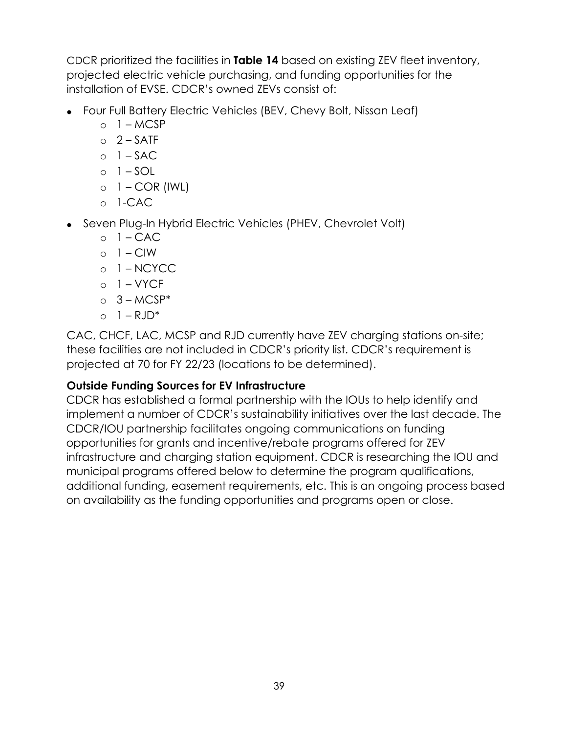CDCR prioritized the facilities in **Table 14** based on existing ZEV fleet inventory, projected electric vehicle purchasing, and funding opportunities for the installation of EVSE. CDCR's owned ZEVs consist of:

- Four Full Battery Electric Vehicles (BEV, Chevy Bolt, Nissan Leaf)
  - 1 – MCSP
  - 2 – SATF
  - 1 – SAC
  - 1 – SOL
  - 1 – COR (IWL)
  - 1-CAC
- Seven Plug-In Hybrid Electric Vehicles (PHEV, Chevrolet Volt)
  - 1 – CAC
  - 1 – CIW
  - 1 – NCYCC
  - 1 – VYCF
  - 3 – MCSP*
  - 1 – RJD*

CAC, CHCF, LAC, MCSP and RJD currently have ZEV charging stations on-site; these facilities are not included in CDCR's priority list. CDCR's requirement is projected at 70 for FY 22/23 (locations to be determined).

**Outside Funding Sources for EV Infrastructure**

CDCR has established a formal partnership with the IOUs to help identify and implement a number of CDCR's sustainability initiatives over the last decade. The CDCR/IOU partnership facilitates ongoing communications on funding opportunities for grants and incentive/rebate programs offered for ZEV infrastructure and charging station equipment. CDCR is researching the IOU and municipal programs offered below to determine the program qualifications, additional funding, easement requirements, etc. This is an ongoing process based on availability as the funding opportunities and programs open or close.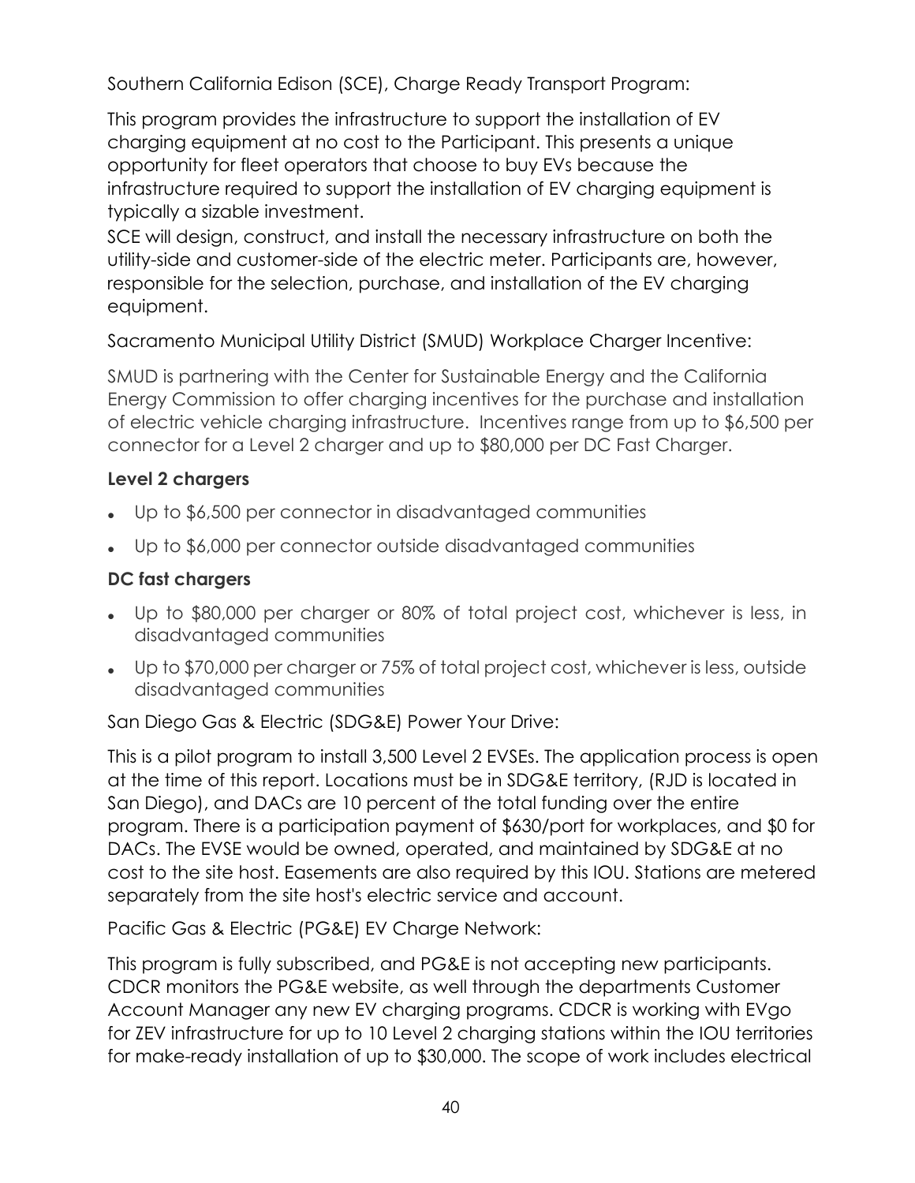Southern California Edison (SCE), Charge Ready Transport Program:

This program provides the infrastructure to support the installation of EV charging equipment at no cost to the Participant. This presents a unique opportunity for fleet operators that choose to buy EVs because the infrastructure required to support the installation of EV charging equipment is typically a sizable investment.

SCE will design, construct, and install the necessary infrastructure on both the utility-side and customer-side of the electric meter. Participants are, however, responsible for the selection, purchase, and installation of the EV charging equipment.

Sacramento Municipal Utility District (SMUD) Workplace Charger Incentive:

SMUD is partnering with the Center for Sustainable Energy and the California Energy Commission to offer charging incentives for the purchase and installation of electric vehicle charging infrastructure. Incentives range from up to $6,500 per connector for a Level 2 charger and up to $80,000 per DC Fast Charger.

**Level 2 chargers**

- Up to $6,500 per connector in disadvantaged communities
- Up to $6,000 per connector outside disadvantaged communities

**DC fast chargers**

- Up to $80,000 per charger or 80% of total project cost, whichever is less, in disadvantaged communities
- Up to $70,000 per charger or 75% of total project cost, whichever is less, outside disadvantaged communities

San Diego Gas & Electric (SDG&E) Power Your Drive:

This is a pilot program to install 3,500 Level 2 EVSEs. The application process is open at the time of this report. Locations must be in SDG&E territory, (RJD is located in San Diego), and DACs are 10 percent of the total funding over the entire program. There is a participation payment of $630/port for workplaces, and $0 for DACs. The EVSE would be owned, operated, and maintained by SDG&E at no cost to the site host. Easements are also required by this IOU. Stations are metered separately from the site host's electric service and account.

Pacific Gas & Electric (PG&E) EV Charge Network:

This program is fully subscribed, and PG&E is not accepting new participants. CDCR monitors the PG&E website, as well through the departments Customer Account Manager any new EV charging programs. CDCR is working with EVgo for ZEV infrastructure for up to 10 Level 2 charging stations within the IOU territories for make-ready installation of up to $30,000. The scope of work includes electrical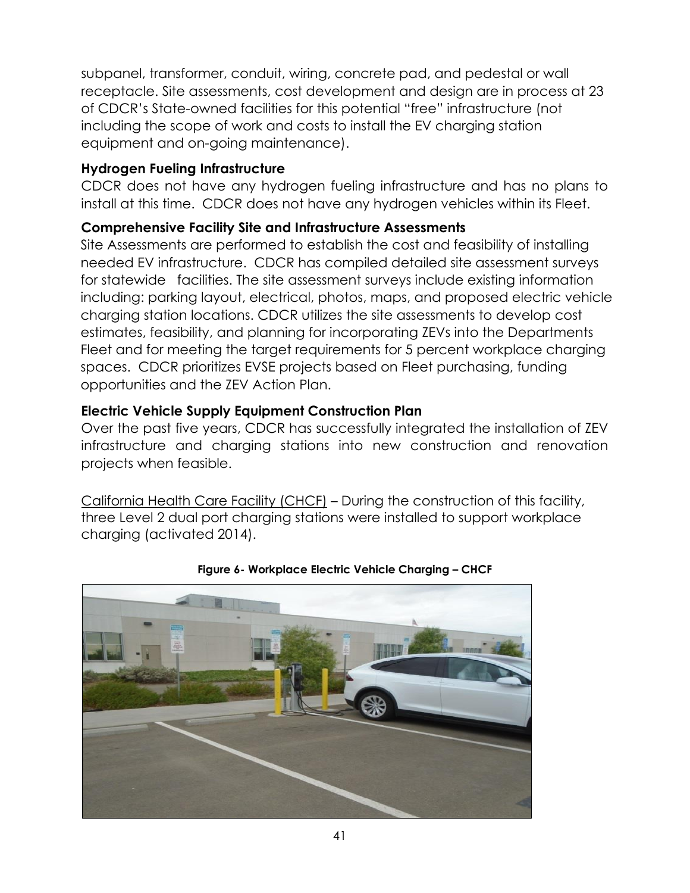subpanel, transformer, conduit, wiring, concrete pad, and pedestal or wall receptacle. Site assessments, cost development and design are in process at 23 of CDCR's State-owned facilities for this potential "free" infrastructure (not including the scope of work and costs to install the EV charging station equipment and on-going maintenance).

### Hydrogen Fueling Infrastructure

CDCR does not have any hydrogen fueling infrastructure and has no plans to install at this time. CDCR does not have any hydrogen vehicles within its Fleet.

### Comprehensive Facility Site and Infrastructure Assessments

Site Assessments are performed to establish the cost and feasibility of installing needed EV infrastructure. CDCR has compiled detailed site assessment surveys for statewide facilities. The site assessment surveys include existing information including: parking layout, electrical, photos, maps, and proposed electric vehicle charging station locations. CDCR utilizes the site assessments to develop cost estimates, feasibility, and planning for incorporating ZEVs into the Departments Fleet and for meeting the target requirements for 5 percent workplace charging spaces. CDCR prioritizes EVSE projects based on Fleet purchasing, funding opportunities and the ZEV Action Plan.

### Electric Vehicle Supply Equipment Construction Plan

Over the past five years, CDCR has successfully integrated the installation of ZEV infrastructure and charging stations into new construction and renovation projects when feasible.

California Health Care Facility (CHCF) – During the construction of this facility, three Level 2 dual port charging stations were installed to support workplace charging (activated 2014).

**Figure 6- Workplace Electric Vehicle Charging – CHCF**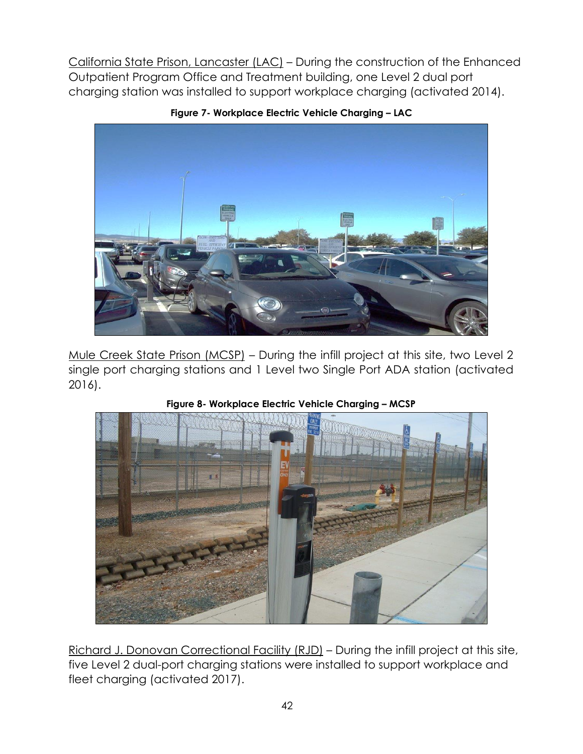California State Prison, Lancaster (LAC) – During the construction of the Enhanced Outpatient Program Office and Treatment building, one Level 2 dual port charging station was installed to support workplace charging (activated 2014).

**Figure 7- Workplace Electric Vehicle Charging – LAC**

Mule Creek State Prison (MCSP) – During the infill project at this site, two Level 2 single port charging stations and 1 Level two Single Port ADA station (activated 2016).

**Figure 8- Workplace Electric Vehicle Charging – MCSP**

Richard J. Donovan Correctional Facility (RJD) – During the infill project at this site, five Level 2 dual-port charging stations were installed to support workplace and fleet charging (activated 2017).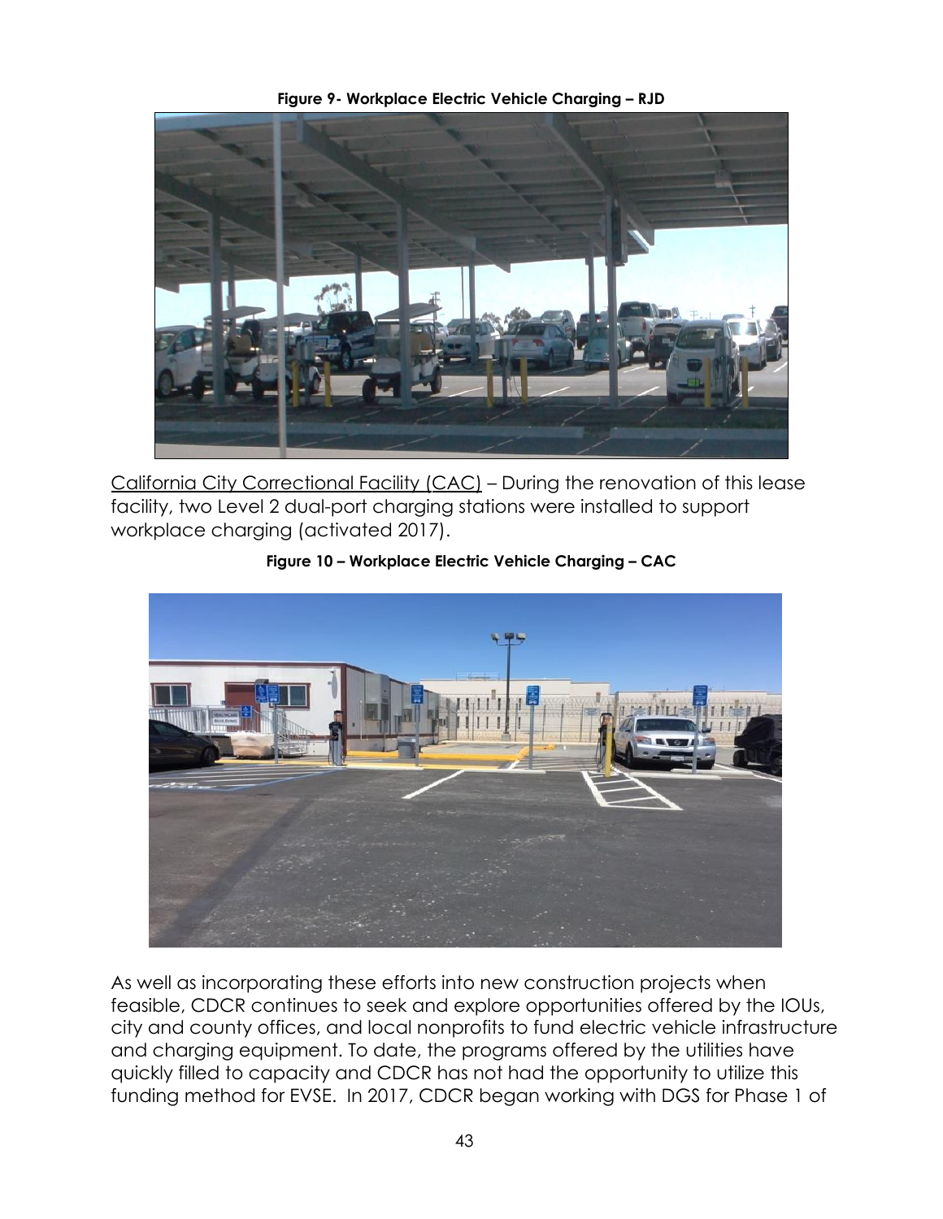**Figure 9- Workplace Electric Vehicle Charging – RJD**

California City Correctional Facility (CAC) – During the renovation of this lease facility, two Level 2 dual-port charging stations were installed to support workplace charging (activated 2017).

**Figure 10 – Workplace Electric Vehicle Charging – CAC**

As well as incorporating these efforts into new construction projects when feasible, CDCR continues to seek and explore opportunities offered by the IOUs, city and county offices, and local nonprofits to fund electric vehicle infrastructure and charging equipment. To date, the programs offered by the utilities have quickly filled to capacity and CDCR has not had the opportunity to utilize this funding method for EVSE. In 2017, CDCR began working with DGS for Phase 1 of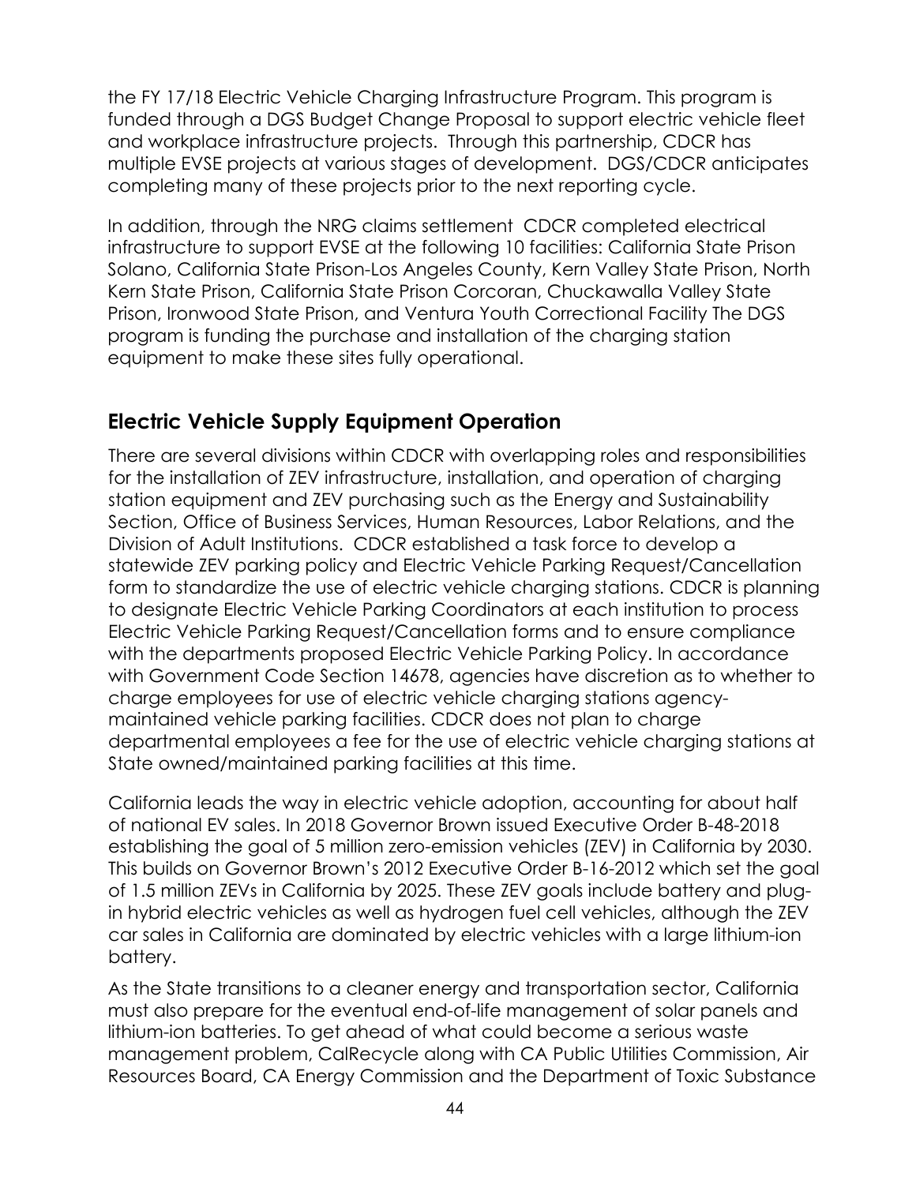the FY 17/18 Electric Vehicle Charging Infrastructure Program. This program is funded through a DGS Budget Change Proposal to support electric vehicle fleet and workplace infrastructure projects. Through this partnership, CDCR has multiple EVSE projects at various stages of development. DGS/CDCR anticipates completing many of these projects prior to the next reporting cycle.

In addition, through the NRG claims settlement CDCR completed electrical infrastructure to support EVSE at the following 10 facilities: California State Prison Solano, California State Prison-Los Angeles County, Kern Valley State Prison, North Kern State Prison, California State Prison Corcoran, Chuckawalla Valley State Prison, Ironwood State Prison, and Ventura Youth Correctional Facility The DGS program is funding the purchase and installation of the charging station equipment to make these sites fully operational.

## Electric Vehicle Supply Equipment Operation

There are several divisions within CDCR with overlapping roles and responsibilities for the installation of ZEV infrastructure, installation, and operation of charging station equipment and ZEV purchasing such as the Energy and Sustainability Section, Office of Business Services, Human Resources, Labor Relations, and the Division of Adult Institutions. CDCR established a task force to develop a statewide ZEV parking policy and Electric Vehicle Parking Request/Cancellation form to standardize the use of electric vehicle charging stations. CDCR is planning to designate Electric Vehicle Parking Coordinators at each institution to process Electric Vehicle Parking Request/Cancellation forms and to ensure compliance with the departments proposed Electric Vehicle Parking Policy. In accordance with Government Code Section 14678, agencies have discretion as to whether to charge employees for use of electric vehicle charging stations agency-maintained vehicle parking facilities. CDCR does not plan to charge departmental employees a fee for the use of electric vehicle charging stations at State owned/maintained parking facilities at this time.

California leads the way in electric vehicle adoption, accounting for about half of national EV sales. In 2018 Governor Brown issued Executive Order B-48-2018 establishing the goal of 5 million zero-emission vehicles (ZEV) in California by 2030. This builds on Governor Brown's 2012 Executive Order B-16-2012 which set the goal of 1.5 million ZEVs in California by 2025. These ZEV goals include battery and plug-in hybrid electric vehicles as well as hydrogen fuel cell vehicles, although the ZEV car sales in California are dominated by electric vehicles with a large lithium-ion battery.

As the State transitions to a cleaner energy and transportation sector, California must also prepare for the eventual end-of-life management of solar panels and lithium-ion batteries. To get ahead of what could become a serious waste management problem, CalRecycle along with CA Public Utilities Commission, Air Resources Board, CA Energy Commission and the Department of Toxic Substance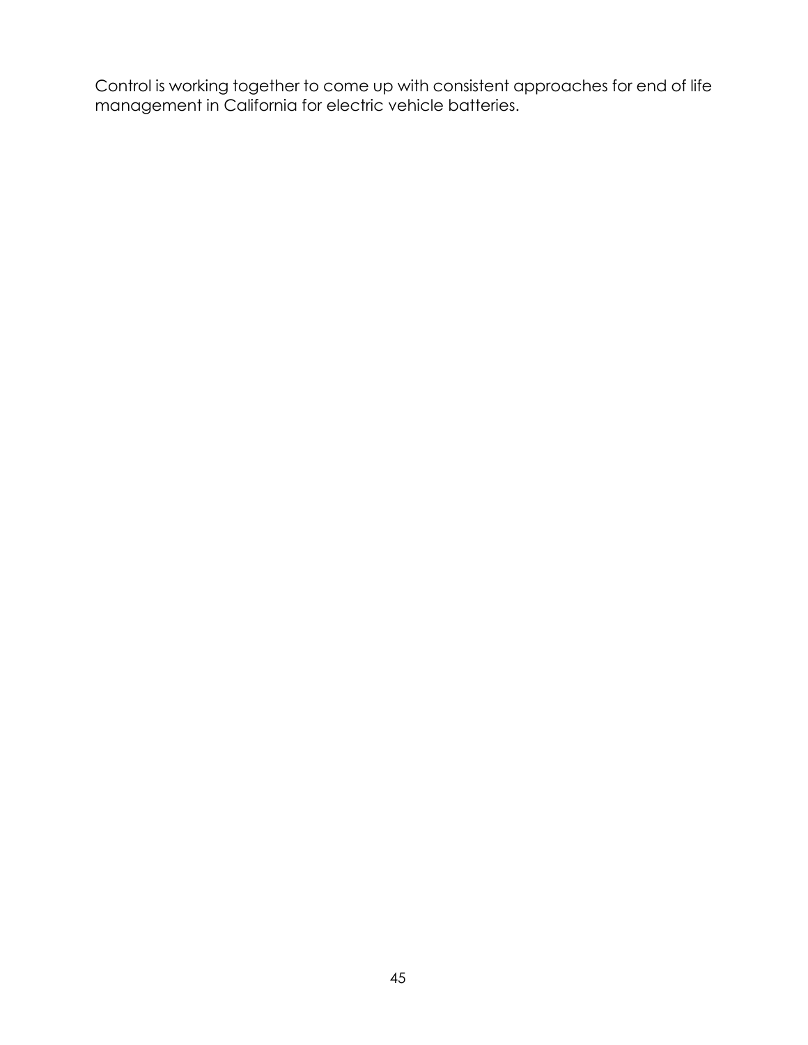Control is working together to come up with consistent approaches for end of life management in California for electric vehicle batteries.